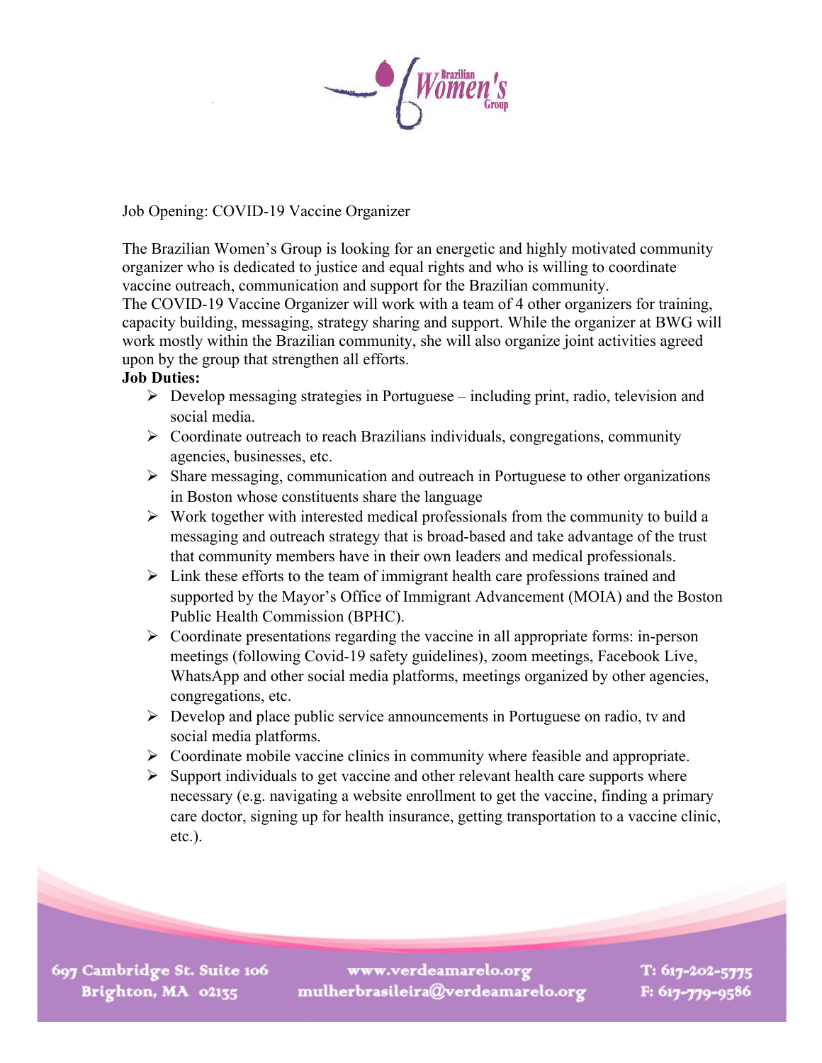Job Opening: COVID-19 Vaccine Organizer

The Brazilian Women's Group is looking for an energetic and highly motivated community organizer who is dedicated to justice and equal rights and who is willing to coordinate vaccine outreach, communication and support for the Brazilian community.
The COVID-19 Vaccine Organizer will work with a team of 4 other organizers for training, capacity building, messaging, strategy sharing and support. While the organizer at BWG will work mostly within the Brazilian community, she will also organize joint activities agreed upon by the group that strengthen all efforts.

**Job Duties:**

- Develop messaging strategies in Portuguese – including print, radio, television and social media.
- Coordinate outreach to reach Brazilians individuals, congregations, community agencies, businesses, etc.
- Share messaging, communication and outreach in Portuguese to other organizations in Boston whose constituents share the language
- Work together with interested medical professionals from the community to build a messaging and outreach strategy that is broad-based and take advantage of the trust that community members have in their own leaders and medical professionals.
- Link these efforts to the team of immigrant health care professions trained and supported by the Mayor's Office of Immigrant Advancement (MOIA) and the Boston Public Health Commission (BPHC).
- Coordinate presentations regarding the vaccine in all appropriate forms: in-person meetings (following Covid-19 safety guidelines), zoom meetings, Facebook Live, WhatsApp and other social media platforms, meetings organized by other agencies, congregations, etc.
- Develop and place public service announcements in Portuguese on radio, tv and social media platforms.
- Coordinate mobile vaccine clinics in community where feasible and appropriate.
- Support individuals to get vaccine and other relevant health care supports where necessary (e.g. navigating a website enrollment to get the vaccine, finding a primary care doctor, signing up for health insurance, getting transportation to a vaccine clinic, etc.).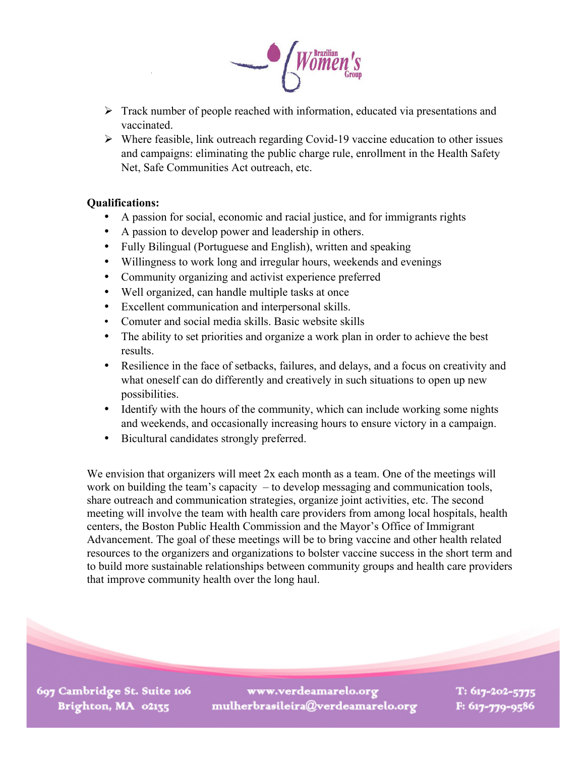- Track number of people reached with information, educated via presentations and vaccinated.
- Where feasible, link outreach regarding Covid-19 vaccine education to other issues and campaigns: eliminating the public charge rule, enrollment in the Health Safety Net, Safe Communities Act outreach, etc.

**Qualifications:**

- A passion for social, economic and racial justice, and for immigrants rights
- A passion to develop power and leadership in others.
- Fully Bilingual (Portuguese and English), written and speaking
- Willingness to work long and irregular hours, weekends and evenings
- Community organizing and activist experience preferred
- Well organized, can handle multiple tasks at once
- Excellent communication and interpersonal skills.
- Comuter and social media skills. Basic website skills
- The ability to set priorities and organize a work plan in order to achieve the best results.
- Resilience in the face of setbacks, failures, and delays, and a focus on creativity and what oneself can do differently and creatively in such situations to open up new possibilities.
- Identify with the hours of the community, which can include working some nights and weekends, and occasionally increasing hours to ensure victory in a campaign.
- Bicultural candidates strongly preferred.

We envision that organizers will meet 2x each month as a team. One of the meetings will work on building the team's capacity – to develop messaging and communication tools, share outreach and communication strategies, organize joint activities, etc. The second meeting will involve the team with health care providers from among local hospitals, health centers, the Boston Public Health Commission and the Mayor's Office of Immigrant Advancement. The goal of these meetings will be to bring vaccine and other health related resources to the organizers and organizations to bolster vaccine success in the short term and to build more sustainable relationships between community groups and health care providers that improve community health over the long haul.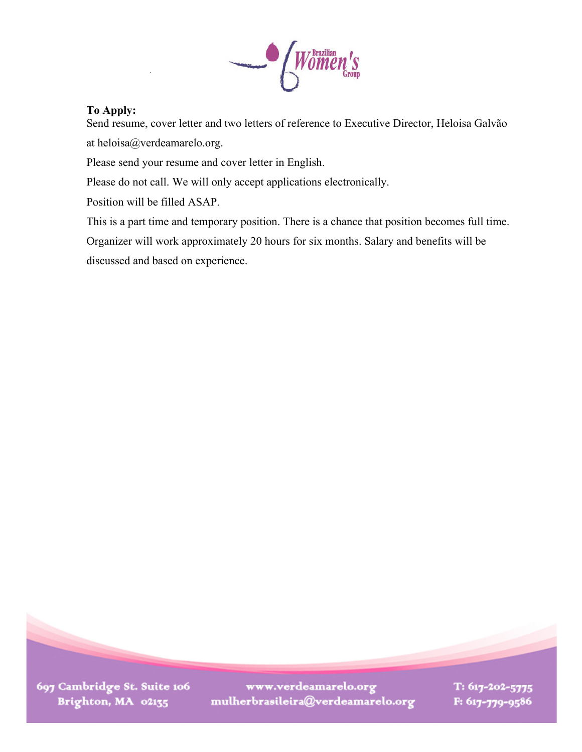**To Apply:**

Send resume, cover letter and two letters of reference to Executive Director, Heloisa Galvão at heloisa@verdeamarelo.org.

Please send your resume and cover letter in English.

Please do not call. We will only accept applications electronically.

Position will be filled ASAP.

This is a part time and temporary position. There is a chance that position becomes full time. Organizer will work approximately 20 hours for six months. Salary and benefits will be discussed and based on experience.